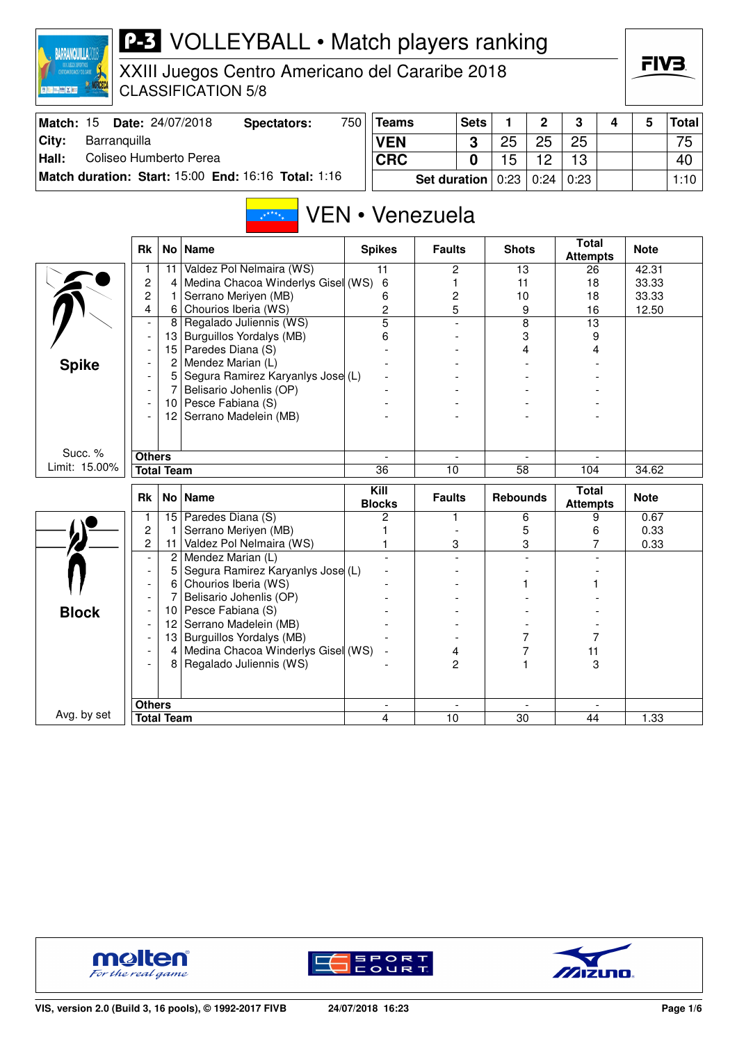# P-3 VOLLEYBALL • Match players ranking

XXIII Juegos Centro Americano del Cararibe 2018
CLASSIFICATION 5/8

| Match: 15 | Date: 24/07/2018 | Spectators: | 750 |
|---|---|---|---|
| City: | Barranquilla | | |
| Hall: | Coliseo Humberto Perea | | |
| Match duration: | Start: 15:00 | End: 16:16 | Total: 1:16 |

| Teams | Sets | 1 | 2 | 3 | 4 | 5 | Total |
|---|---|---|---|---|---|---|---|
| VEN | 3 | 25 | 25 | 25 | | | 75 |
| CRC | 0 | 15 | 12 | 13 | | | 40 |
| Set duration | | 0:23 | 0:24 | 0:23 | | | 1:10 |

## VEN • Venezuela

### Spike

Succ. % Limit: 15.00%

| Rk | No | Name | Spikes | Faults | Shots | Total Attempts | Note |
|---|---|---|---|---|---|---|---|
| 1 | 11 | Valdez Pol Nelmaira (WS) | 11 | 2 | 13 | 26 | 42.31 |
| 2 | 4 | Medina Chacoa Winderlys Gisel (WS) | 6 | 1 | 11 | 18 | 33.33 |
| 2 | 1 | Serrano Meriyen (MB) | 6 | 2 | 10 | 18 | 33.33 |
| 4 | 6 | Chourios Iberia (WS) | 2 | 5 | 9 | 16 | 12.50 |
| - | 8 | Regalado Juliennis (WS) | 5 | - | 8 | 13 | |
| - | 13 | Burguillos Yordalys (MB) | 6 | - | 3 | 9 | |
| - | 15 | Paredes Diana (S) | - | - | 4 | 4 | |
| - | 2 | Mendez Marian (L) | - | - | - | - | |
| - | 5 | Segura Ramirez Karyanlys Jose (L) | - | - | - | - | |
| - | 7 | Belisario Johenlis (OP) | - | - | - | - | |
| - | 10 | Pesce Fabiana (S) | - | - | - | - | |
| - | 12 | Serrano Madelein (MB) | - | - | - | - | |
| Others | | | - | - | - | - | |
| Total Team | | | 36 | 10 | 58 | 104 | 34.62 |

### Block

Avg. by set

| Rk | No | Name | Kill Blocks | Faults | Rebounds | Total Attempts | Note |
|---|---|---|---|---|---|---|---|
| 1 | 15 | Paredes Diana (S) | 2 | 1 | 6 | 9 | 0.67 |
| 2 | 1 | Serrano Meriyen (MB) | 1 | - | 5 | 6 | 0.33 |
| 2 | 11 | Valdez Pol Nelmaira (WS) | 1 | 3 | 3 | 7 | 0.33 |
| - | 2 | Mendez Marian (L) | - | - | - | - | |
| - | 5 | Segura Ramirez Karyanlys Jose (L) | - | - | - | - | |
| - | 6 | Chourios Iberia (WS) | - | - | 1 | 1 | |
| - | 7 | Belisario Johenlis (OP) | - | - | - | - | |
| - | 10 | Pesce Fabiana (S) | - | - | - | - | |
| - | 12 | Serrano Madelein (MB) | - | - | - | - | |
| - | 13 | Burguillos Yordalys (MB) | - | - | 7 | 7 | |
| - | 4 | Medina Chacoa Winderlys Gisel (WS) | - | 4 | 7 | 11 | |
| - | 8 | Regalado Juliennis (WS) | - | 2 | 1 | 3 | |
| Others | | | - | - | - | - | |
| Total Team | | | 4 | 10 | 30 | 44 | 1.33 |

VIS, version 2.0 (Build 3, 16 pools), © 1992-2017 FIVB 24/07/2018 16:23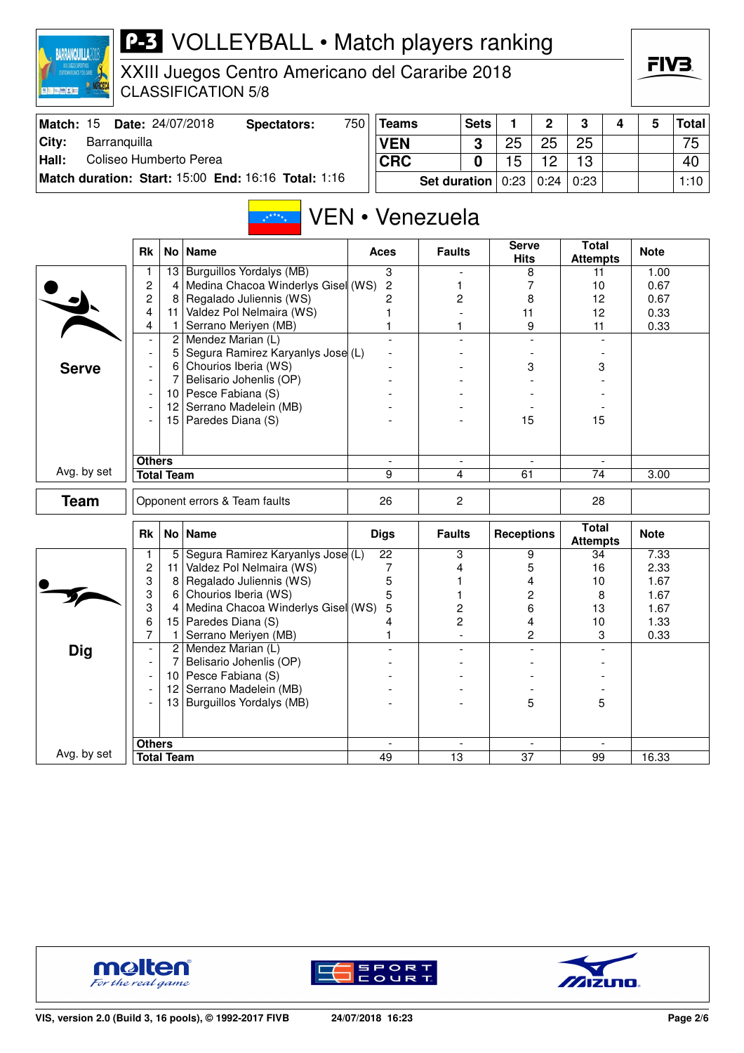# P-3 VOLLEYBALL • Match players ranking

XXIII Juegos Centro Americano del Cararibe 2018
CLASSIFICATION 5/8

| Match: 15 | Date: 24/07/2018 | Spectators: | 750 |
|---|---|---|---|
| City: | Barranquilla | | |
| Hall: | Coliseo Humberto Perea | | |
| Match duration: | Start: 15:00 | End: 16:16 | Total: 1:16 |

| Teams | Sets | 1 | 2 | 3 | 4 | 5 | Total |
|---|---|---|---|---|---|---|---|
| VEN | 3 | 25 | 25 | 25 | | | 75 |
| CRC | 0 | 15 | 12 | 13 | | | 40 |
| Set duration | | 0:23 | 0:24 | 0:23 | | | 1:10 |

## VEN • Venezuela

### Serve

| Rk | No | Name | Aces | Faults | Serve Hits | Total Attempts | Note |
|---|---|---|---|---|---|---|---|
| 1 | 13 | Burguillos Yordalys (MB) | 3 | - | 8 | 11 | 1.00 |
| 2 | 4 | Medina Chacoa Winderlys Gisel (WS) | 2 | 1 | 7 | 10 | 0.67 |
| 2 | 8 | Regalado Juliennis (WS) | 2 | 2 | 8 | 12 | 0.67 |
| 4 | 11 | Valdez Pol Nelmaira (WS) | 1 | - | 11 | 12 | 0.33 |
| 4 | 1 | Serrano Meriyen (MB) | 1 | 1 | 9 | 11 | 0.33 |
| - | 2 | Mendez Marian (L) | - | - | - | - | |
| - | 5 | Segura Ramirez Karyanlys Jose (L) | - | - | - | - | |
| - | 6 | Chourios Iberia (WS) | - | - | 3 | 3 | |
| - | 7 | Belisario Johenlis (OP) | - | - | - | - | |
| - | 10 | Pesce Fabiana (S) | - | - | - | - | |
| - | 12 | Serrano Madelein (MB) | - | - | - | - | |
| - | 15 | Paredes Diana (S) | - | - | 15 | 15 | |
| Others | | | - | - | - | - | |
| Total Team | | | 9 | 4 | 61 | 74 | 3.00 |

Avg. by set

### Team

| | Aces | Faults | Serve Hits | Total Attempts | Note |
|---|---|---|---|---|---|
| Opponent errors & Team faults | 26 | 2 | | 28 | |

### Dig

| Rk | No | Name | Digs | Faults | Receptions | Total Attempts | Note |
|---|---|---|---|---|---|---|---|
| 1 | 5 | Segura Ramirez Karyanlys Jose (L) | 22 | 3 | 9 | 34 | 7.33 |
| 2 | 11 | Valdez Pol Nelmaira (WS) | 7 | 4 | 5 | 16 | 2.33 |
| 3 | 8 | Regalado Juliennis (WS) | 5 | 1 | 4 | 10 | 1.67 |
| 3 | 6 | Chourios Iberia (WS) | 5 | 1 | 2 | 8 | 1.67 |
| 3 | 4 | Medina Chacoa Winderlys Gisel (WS) | 5 | 2 | 6 | 13 | 1.67 |
| 6 | 15 | Paredes Diana (S) | 4 | 2 | 4 | 10 | 1.33 |
| 7 | 1 | Serrano Meriyen (MB) | 1 | - | 2 | 3 | 0.33 |
| - | 2 | Mendez Marian (L) | - | - | - | - | |
| - | 7 | Belisario Johenlis (OP) | - | - | - | - | |
| - | 10 | Pesce Fabiana (S) | - | - | - | - | |
| - | 12 | Serrano Madelein (MB) | - | - | - | - | |
| - | 13 | Burguillos Yordalys (MB) | - | - | 5 | 5 | |
| Others | | | - | - | - | - | |
| Total Team | | | 49 | 13 | 37 | 99 | 16.33 |

Avg. by set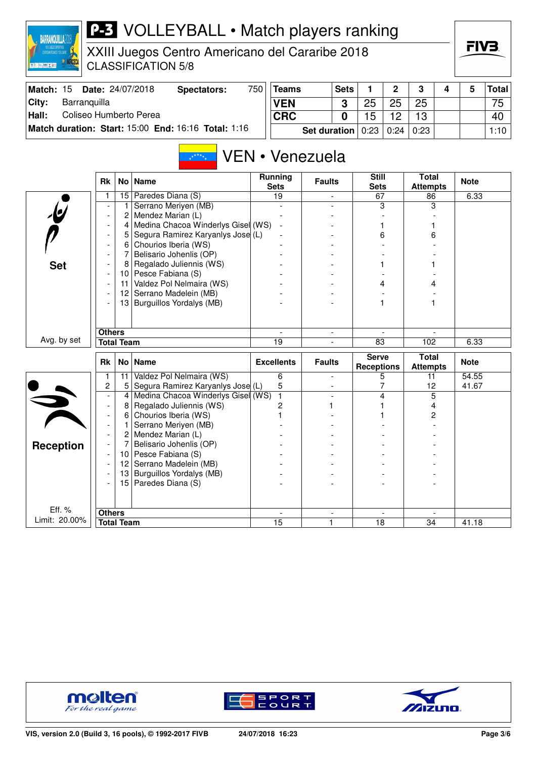# P-3 VOLLEYBALL • Match players ranking

XXIII Juegos Centro Americano del Cararibe 2018
CLASSIFICATION 5/8

| Match: 15 | Date: 24/07/2018 | Spectators: 750 |
|---|---|---|
| City: | Barranquilla | |
| Hall: | Coliseo Humberto Perea | |
| Match duration: | Start: 15:00 End: 16:16 | Total: 1:16 |

| Teams | Sets | 1 | 2 | 3 | 4 | 5 | Total |
|---|---|---|---|---|---|---|---|
| VEN | 3 | 25 | 25 | 25 | | | 75 |
| CRC | 0 | 15 | 12 | 13 | | | 40 |
| | Set duration | 0:23 | 0:24 | 0:23 | | | 1:10 |

## VEN • Venezuela

### Set

| Rk | No | Name | Running Sets | Faults | Still Sets | Total Attempts | Note |
|---|---|---|---|---|---|---|---|
| 1 | 15 | Paredes Diana (S) | 19 | - | 67 | 86 | 6.33 |
| - | 1 | Serrano Meriyen (MB) | - | - | 3 | 3 | |
| - | 2 | Mendez Marian (L) | - | - | - | - | |
| - | 4 | Medina Chacoa Winderlys Gisel (WS) | - | - | 1 | 1 | |
| - | 5 | Segura Ramirez Karyanlys Jose (L) | - | - | 6 | 6 | |
| - | 6 | Chourios Iberia (WS) | - | - | - | - | |
| - | 7 | Belisario Johenlis (OP) | - | - | - | - | |
| - | 8 | Regalado Juliennis (WS) | - | - | 1 | 1 | |
| - | 10 | Pesce Fabiana (S) | - | - | - | - | |
| - | 11 | Valdez Pol Nelmaira (WS) | - | - | 4 | 4 | |
| - | 12 | Serrano Madelein (MB) | - | - | - | - | |
| - | 13 | Burguillos Yordalys (MB) | - | - | 1 | 1 | |
| Others | | | - | - | - | - | |
| Total Team | | | 19 | - | 83 | 102 | 6.33 |

Avg. by set

### Reception

| Rk | No | Name | Excellents | Faults | Serve Receptions | Total Attempts | Note |
|---|---|---|---|---|---|---|---|
| 1 | 11 | Valdez Pol Nelmaira (WS) | 6 | - | 5 | 11 | 54.55 |
| 2 | 5 | Segura Ramirez Karyanlys Jose (L) | 5 | - | 7 | 12 | 41.67 |
| - | 4 | Medina Chacoa Winderlys Gisel (WS) | 1 | - | 4 | 5 | |
| - | 8 | Regalado Juliennis (WS) | 2 | 1 | 1 | 4 | |
| - | 6 | Chourios Iberia (WS) | 1 | - | 1 | 2 | |
| - | 1 | Serrano Meriyen (MB) | - | - | - | - | |
| - | 2 | Mendez Marian (L) | - | - | - | - | |
| - | 7 | Belisario Johenlis (OP) | - | - | - | - | |
| - | 10 | Pesce Fabiana (S) | - | - | - | - | |
| - | 12 | Serrano Madelein (MB) | - | - | - | - | |
| - | 13 | Burguillos Yordalys (MB) | - | - | - | - | |
| - | 15 | Paredes Diana (S) | - | - | - | - | |
| Others | | | - | - | - | - | |
| Total Team | | | 15 | 1 | 18 | 34 | 41.18 |

Eff. %
Limit: 20.00%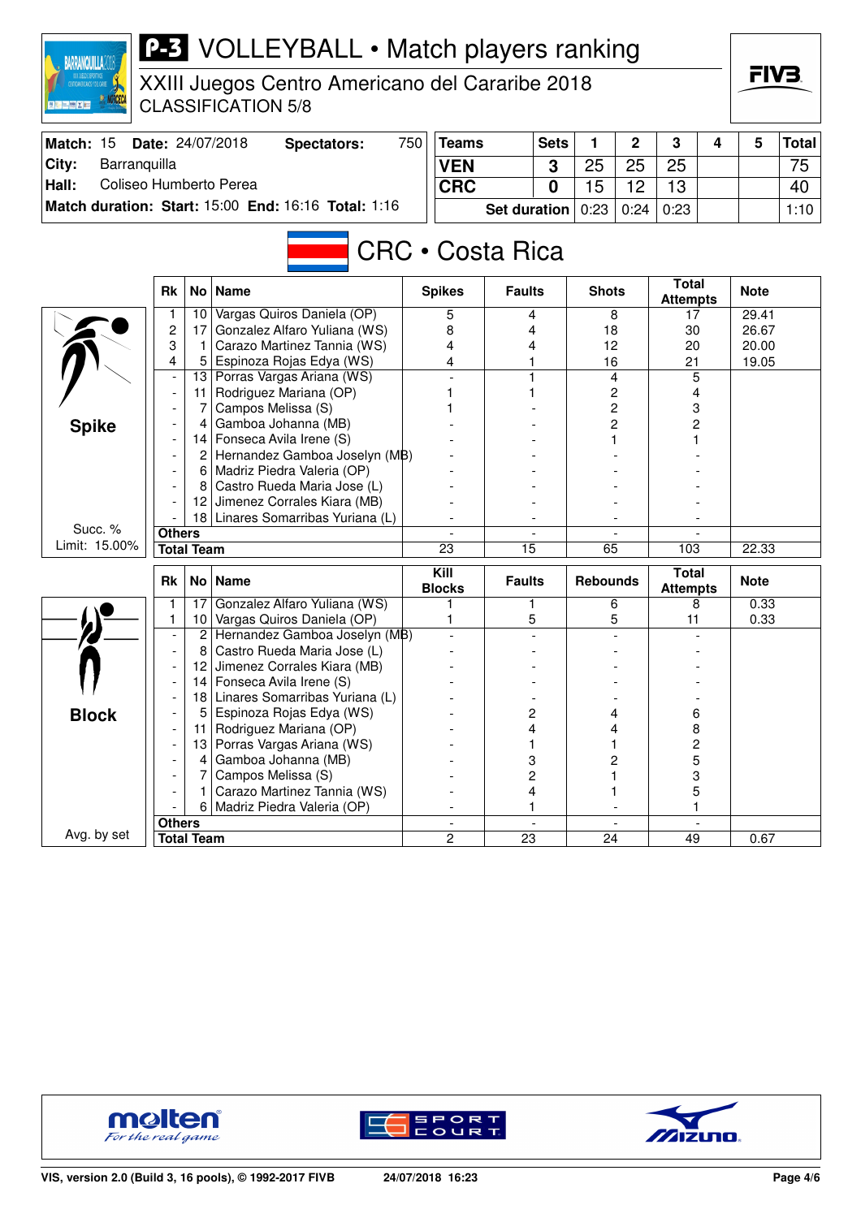# VOLLEYBALL • Match players ranking

XXIII Juegos Centro Americano del Cararibe 2018
CLASSIFICATION 5/8

| Match: 15 | Date: 24/07/2018 | Spectators: | 750 |
|---|---|---|---|
| City: | Barranquilla | | |
| Hall: | Coliseo Humberto Perea | | |
| Match duration: | Start: 15:00 | End: 16:16 | Total: 1:16 |

| Teams | Sets | 1 | 2 | 3 | 4 | 5 | Total |
|---|---|---|---|---|---|---|---|
| VEN | 3 | 25 | 25 | 25 | | | 75 |
| CRC | 0 | 15 | 12 | 13 | | | 40 |
| Set duration | | 0:23 | 0:24 | 0:23 | | | 1:10 |

## CRC • Costa Rica

### Spike

Succ. % Limit: 15.00%

| Rk | No | Name | Spikes | Faults | Shots | Total Attempts | Note |
|---|---|---|---|---|---|---|---|
| 1 | 10 | Vargas Quiros Daniela (OP) | 5 | 4 | 8 | 17 | 29.41 |
| 2 | 17 | Gonzalez Alfaro Yuliana (WS) | 8 | 4 | 18 | 30 | 26.67 |
| 3 | 1 | Carazo Martinez Tannia (WS) | 4 | 4 | 12 | 20 | 20.00 |
| 4 | 5 | Espinoza Rojas Edya (WS) | 4 | 1 | 16 | 21 | 19.05 |
| - | 13 | Porras Vargas Ariana (WS) | - | 1 | 4 | 5 | |
| - | 11 | Rodriguez Mariana (OP) | 1 | 1 | 2 | 4 | |
| - | 7 | Campos Melissa (S) | 1 | - | 2 | 3 | |
| - | 4 | Gamboa Johanna (MB) | - | - | 2 | 2 | |
| - | 14 | Fonseca Avila Irene (S) | - | - | 1 | 1 | |
| - | 2 | Hernandez Gamboa Joselyn (MB) | - | - | - | - | |
| - | 6 | Madriz Piedra Valeria (OP) | - | - | - | - | |
| - | 8 | Castro Rueda Maria Jose (L) | - | - | - | - | |
| - | 12 | Jimenez Corrales Kiara (MB) | - | - | - | - | |
| - | 18 | Linares Somarribas Yuriana (L) | - | - | - | - | |
| Others | | | - | - | - | - | |
| Total Team | | | 23 | 15 | 65 | 103 | 22.33 |

### Block

Avg. by set

| Rk | No | Name | Kill Blocks | Faults | Rebounds | Total Attempts | Note |
|---|---|---|---|---|---|---|---|
| 1 | 17 | Gonzalez Alfaro Yuliana (WS) | 1 | 1 | 6 | 8 | 0.33 |
| 1 | 10 | Vargas Quiros Daniela (OP) | 1 | 5 | 5 | 11 | 0.33 |
| - | 2 | Hernandez Gamboa Joselyn (MB) | - | - | - | - | |
| - | 8 | Castro Rueda Maria Jose (L) | - | - | - | - | |
| - | 12 | Jimenez Corrales Kiara (MB) | - | - | - | - | |
| - | 14 | Fonseca Avila Irene (S) | - | - | - | - | |
| - | 18 | Linares Somarribas Yuriana (L) | - | - | - | - | |
| - | 5 | Espinoza Rojas Edya (WS) | - | 2 | 4 | 6 | |
| - | 11 | Rodriguez Mariana (OP) | - | 4 | 4 | 8 | |
| - | 13 | Porras Vargas Ariana (WS) | - | 1 | 1 | 2 | |
| - | 4 | Gamboa Johanna (MB) | - | 3 | 2 | 5 | |
| - | 7 | Campos Melissa (S) | - | 2 | 1 | 3 | |
| - | 1 | Carazo Martinez Tannia (WS) | - | 4 | 1 | 5 | |
| - | 6 | Madriz Piedra Valeria (OP) | - | 1 | - | 1 | |
| Others | | | - | - | - | - | |
| Total Team | | | 2 | 23 | 24 | 49 | 0.67 |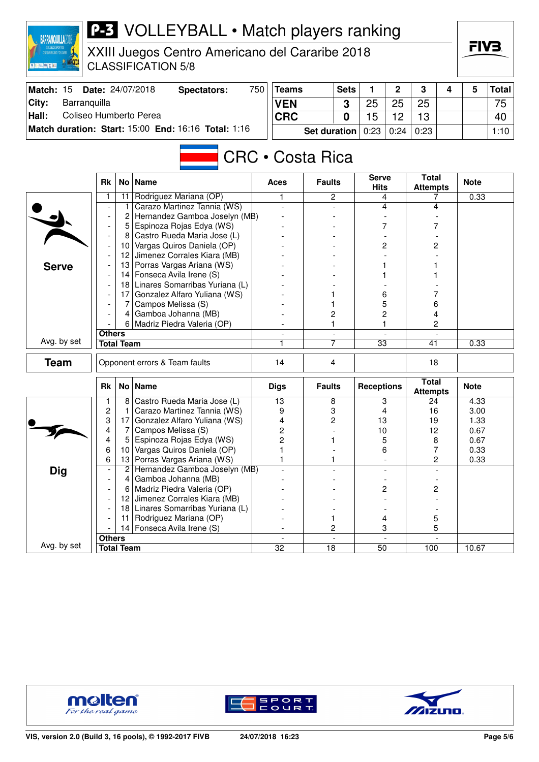# P-3 VOLLEYBALL • Match players ranking

XXIII Juegos Centro Americano del Cararibe 2018
CLASSIFICATION 5/8

| Match: 15 | Date: 24/07/2018 | Spectators: | 750 |
|---|---|---|---|
| City: | Barranquilla | | |
| Hall: | Coliseo Humberto Perea | | |
| Match duration: | Start: 15:00 | End: 16:16 | Total: 1:16 |

| Teams | Sets | 1 | 2 | 3 | 4 | 5 | Total |
|---|---|---|---|---|---|---|---|
| VEN | 3 | 25 | 25 | 25 | | | 75 |
| CRC | 0 | 15 | 12 | 13 | | | 40 |
| | Set duration | 0:23 | 0:24 | 0:23 | | | 1:10 |

## CRC • Costa Rica

### Serve

| Rk | No | Name | Aces | Faults | Serve Hits | Total Attempts | Note |
|---|---|---|---|---|---|---|---|
| 1 | 11 | Rodriguez Mariana (OP) | 1 | 2 | 4 | 7 | 0.33 |
| - | 1 | Carazo Martinez Tannia (WS) | - | - | 4 | 4 | |
| - | 2 | Hernandez Gamboa Joselyn (MB) | - | - | - | - | |
| - | 5 | Espinoza Rojas Edya (WS) | - | - | 7 | 7 | |
| - | 8 | Castro Rueda Maria Jose (L) | - | - | - | - | |
| - | 10 | Vargas Quiros Daniela (OP) | - | - | 2 | 2 | |
| - | 12 | Jimenez Corrales Kiara (MB) | - | - | - | - | |
| - | 13 | Porras Vargas Ariana (WS) | - | - | 1 | 1 | |
| - | 14 | Fonseca Avila Irene (S) | - | - | 1 | 1 | |
| - | 18 | Linares Somarribas Yuriana (L) | - | - | - | - | |
| - | 17 | Gonzalez Alfaro Yuliana (WS) | - | 1 | 6 | 7 | |
| - | 7 | Campos Melissa (S) | - | 1 | 5 | 6 | |
| - | 4 | Gamboa Johanna (MB) | - | 2 | 2 | 4 | |
| - | 6 | Madriz Piedra Valeria (OP) | - | 1 | 1 | 2 | |
| Others | | | - | - | - | - | |
| Total Team | | | 1 | 7 | 33 | 41 | 0.33 |

Avg. by set

### Team

| | Aces | Faults | Serve Hits | Total Attempts | Note |
|---|---|---|---|---|---|
| Opponent errors & Team faults | 14 | 4 | | 18 | |

### Dig

| Rk | No | Name | Digs | Faults | Receptions | Total Attempts | Note |
|---|---|---|---|---|---|---|---|
| 1 | 8 | Castro Rueda Maria Jose (L) | 13 | 8 | 3 | 24 | 4.33 |
| 2 | 1 | Carazo Martinez Tannia (WS) | 9 | 3 | 4 | 16 | 3.00 |
| 3 | 17 | Gonzalez Alfaro Yuliana (WS) | 4 | 2 | 13 | 19 | 1.33 |
| 4 | 7 | Campos Melissa (S) | 2 | - | 10 | 12 | 0.67 |
| 4 | 5 | Espinoza Rojas Edya (WS) | 2 | 1 | 5 | 8 | 0.67 |
| 6 | 10 | Vargas Quiros Daniela (OP) | 1 | - | 6 | 7 | 0.33 |
| 6 | 13 | Porras Vargas Ariana (WS) | 1 | 1 | - | 2 | 0.33 |
| - | 2 | Hernandez Gamboa Joselyn (MB) | - | - | - | - | |
| - | 4 | Gamboa Johanna (MB) | - | - | - | - | |
| - | 6 | Madriz Piedra Valeria (OP) | - | - | 2 | 2 | |
| - | 12 | Jimenez Corrales Kiara (MB) | - | - | - | - | |
| - | 18 | Linares Somarribas Yuriana (L) | - | - | - | - | |
| - | 11 | Rodriguez Mariana (OP) | - | 1 | 4 | 5 | |
| - | 14 | Fonseca Avila Irene (S) | - | 2 | 3 | 5 | |
| Others | | | - | - | - | - | |
| Total Team | | | 32 | 18 | 50 | 100 | 10.67 |

Avg. by set

VIS, version 2.0 (Build 3, 16 pools), © 1992-2017 FIVB — 24/07/2018 16:23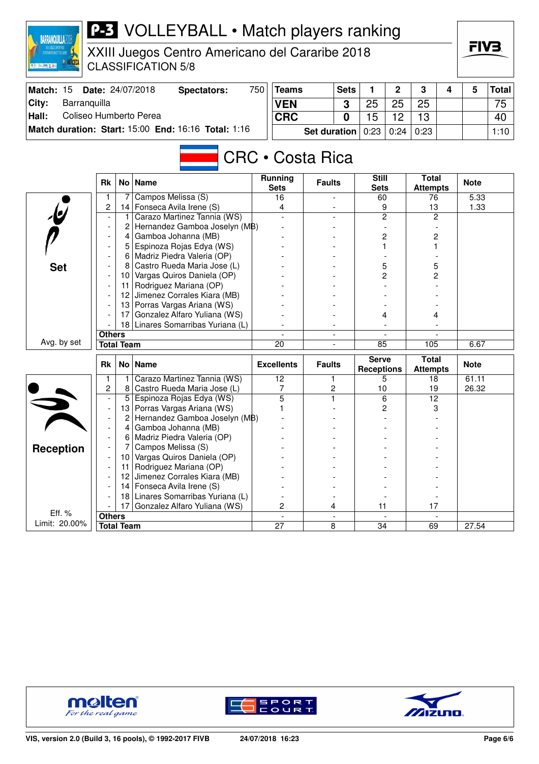# P-3 VOLLEYBALL • Match players ranking

XXIII Juegos Centro Americano del Cararibe 2018
CLASSIFICATION 5/8

| | | | |
|---|---|---|---|
| **Match:** 15 | **Date:** 24/07/2018 | **Spectators:** | 750 |
| **City:** | Barranquilla | | |
| **Hall:** | Coliseo Humberto Perea | | |
| **Match duration:** | **Start:** 15:00 | **End:** 16:16 | **Total:** 1:16 |

| Teams | Sets | 1 | 2 | 3 | 4 | 5 | Total |
|---|---|---|---|---|---|---|---|
| VEN | 3 | 25 | 25 | 25 | | | 75 |
| CRC | 0 | 15 | 12 | 13 | | | 40 |
| Set duration | | 0:23 | 0:24 | 0:23 | | | 1:10 |

## CRC • Costa Rica

### Set

| Rk | No | Name | Running Sets | Faults | Still Sets | Total Attempts | Note |
|---|---|---|---|---|---|---|---|
| 1 | 7 | Campos Melissa (S) | 16 | - | 60 | 76 | 5.33 |
| 2 | 14 | Fonseca Avila Irene (S) | 4 | - | 9 | 13 | 1.33 |
| - | 1 | Carazo Martinez Tannia (WS) | - | - | 2 | 2 | |
| - | 2 | Hernandez Gamboa Joselyn (MB) | - | - | - | - | |
| - | 4 | Gamboa Johanna (MB) | - | - | 2 | 2 | |
| - | 5 | Espinoza Rojas Edya (WS) | - | - | 1 | 1 | |
| - | 6 | Madriz Piedra Valeria (OP) | - | - | - | - | |
| - | 8 | Castro Rueda Maria Jose (L) | - | - | 5 | 5 | |
| - | 10 | Vargas Quiros Daniela (OP) | - | - | 2 | 2 | |
| - | 11 | Rodriguez Mariana (OP) | - | - | - | - | |
| - | 12 | Jimenez Corrales Kiara (MB) | - | - | - | - | |
| - | 13 | Porras Vargas Ariana (WS) | - | - | - | - | |
| - | 17 | Gonzalez Alfaro Yuliana (WS) | - | - | 4 | 4 | |
| - | 18 | Linares Somarribas Yuriana (L) | - | - | - | - | |
| Others | | | - | - | - | - | |
| Total Team | | | 20 | - | 85 | 105 | 6.67 |

Avg. by set

### Reception

| Rk | No | Name | Excellents | Faults | Serve Receptions | Total Attempts | Note |
|---|---|---|---|---|---|---|---|
| 1 | 1 | Carazo Martinez Tannia (WS) | 12 | 1 | 5 | 18 | 61.11 |
| 2 | 8 | Castro Rueda Maria Jose (L) | 7 | 2 | 10 | 19 | 26.32 |
| - | 5 | Espinoza Rojas Edya (WS) | 5 | 1 | 6 | 12 | |
| - | 13 | Porras Vargas Ariana (WS) | 1 | - | 2 | 3 | |
| - | 2 | Hernandez Gamboa Joselyn (MB) | - | - | - | - | |
| - | 4 | Gamboa Johanna (MB) | - | - | - | - | |
| - | 6 | Madriz Piedra Valeria (OP) | - | - | - | - | |
| - | 7 | Campos Melissa (S) | - | - | - | - | |
| - | 10 | Vargas Quiros Daniela (OP) | - | - | - | - | |
| - | 11 | Rodriguez Mariana (OP) | - | - | - | - | |
| - | 12 | Jimenez Corrales Kiara (MB) | - | - | - | - | |
| - | 14 | Fonseca Avila Irene (S) | - | - | - | - | |
| - | 18 | Linares Somarribas Yuriana (L) | - | - | - | - | |
| - | 17 | Gonzalez Alfaro Yuliana (WS) | 2 | 4 | 11 | 17 | |
| Others | | | - | - | - | - | |
| Total Team | | | 27 | 8 | 34 | 69 | 27.54 |

Eff. %
Limit: 20.00%

VIS, version 2.0 (Build 3, 16 pools), © 1992-2017 FIVB — 24/07/2018 16:23